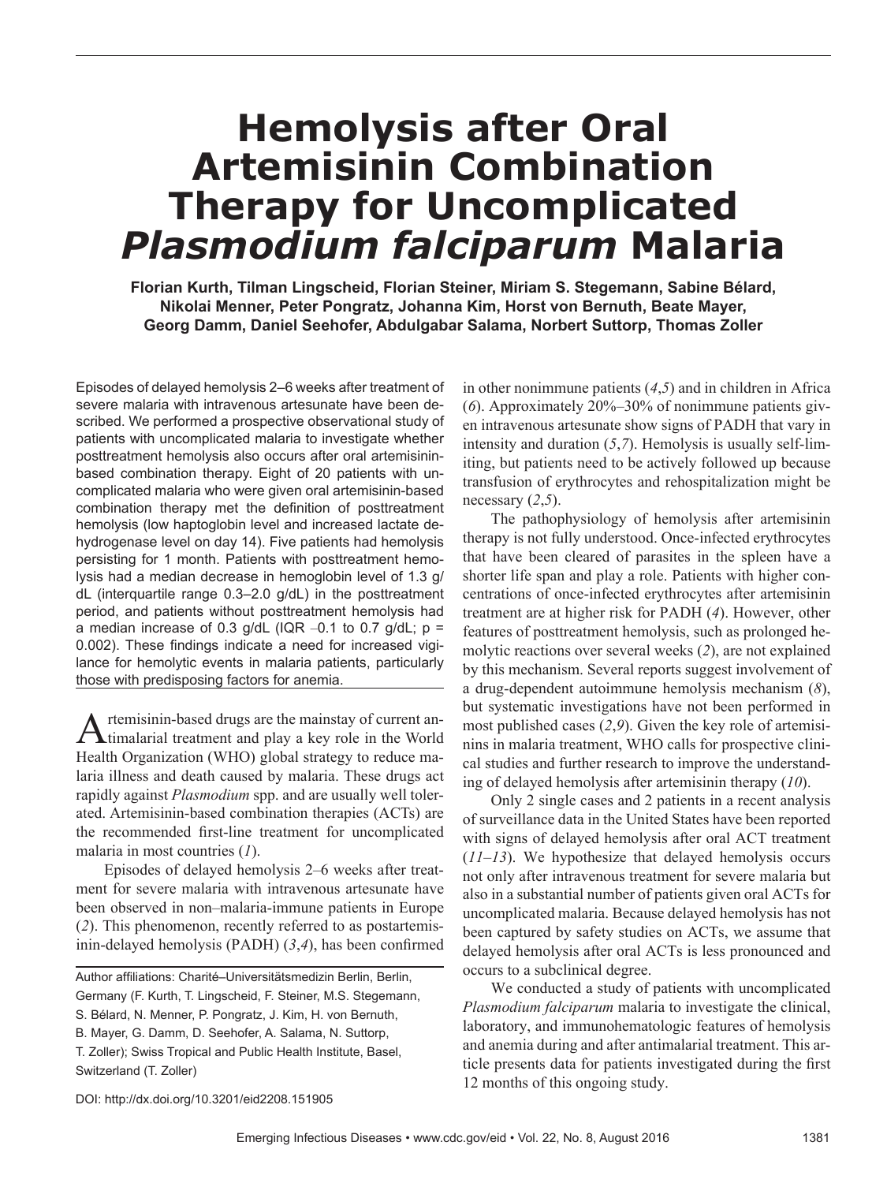# Hemolysis after Oral Artemisinin Combination Therapy for Uncomplicated *Plasmodium falciparum* Malaria

**Florian Kurth, Tilman Lingscheid, Florian Steiner, Miriam S. Stegemann, Sabine Bélard, Nikolai Menner, Peter Pongratz, Johanna Kim, Horst von Bernuth, Beate Mayer, Georg Damm, Daniel Seehofer, Abdulgabar Salama, Norbert Suttorp, Thomas Zoller**

Episodes of delayed hemolysis 2–6 weeks after treatment of severe malaria with intravenous artesunate have been described. We performed a prospective observational study of patients with uncomplicated malaria to investigate whether posttreatment hemolysis also occurs after oral artemisinin-based combination therapy. Eight of 20 patients with uncomplicated malaria who were given oral artemisinin-based combination therapy met the definition of posttreatment hemolysis (low haptoglobin level and increased lactate dehydrogenase level on day 14). Five patients had hemolysis persisting for 1 month. Patients with posttreatment hemolysis had a median decrease in hemoglobin level of 1.3 g/dL (interquartile range 0.3–2.0 g/dL) in the posttreatment period, and patients without posttreatment hemolysis had a median increase of 0.3 g/dL (IQR –0.1 to 0.7 g/dL; p = 0.002). These findings indicate a need for increased vigilance for hemolytic events in malaria patients, particularly those with predisposing factors for anemia.

Artemisinin-based drugs are the mainstay of current antimalarial treatment and play a key role in the World Health Organization (WHO) global strategy to reduce malaria illness and death caused by malaria. These drugs act rapidly against *Plasmodium* spp. and are usually well tolerated. Artemisinin-based combination therapies (ACTs) are the recommended first-line treatment for uncomplicated malaria in most countries (*1*).

Episodes of delayed hemolysis 2–6 weeks after treatment for severe malaria with intravenous artesunate have been observed in non–malaria-immune patients in Europe (*2*). This phenomenon, recently referred to as postartemisinin-delayed hemolysis (PADH) (*3*,*4*), has been confirmed in other nonimmune patients (*4*,*5*) and in children in Africa (*6*). Approximately 20%–30% of nonimmune patients given intravenous artesunate show signs of PADH that vary in intensity and duration (*5*,*7*). Hemolysis is usually self-limiting, but patients need to be actively followed up because transfusion of erythrocytes and rehospitalization might be necessary (*2*,*5*).

The pathophysiology of hemolysis after artemisinin therapy is not fully understood. Once-infected erythrocytes that have been cleared of parasites in the spleen have a shorter life span and play a role. Patients with higher concentrations of once-infected erythrocytes after artemisinin treatment are at higher risk for PADH (*4*). However, other features of posttreatment hemolysis, such as prolonged hemolytic reactions over several weeks (*2*), are not explained by this mechanism. Several reports suggest involvement of a drug-dependent autoimmune hemolysis mechanism (*8*), but systematic investigations have not been performed in most published cases (*2*,*9*). Given the key role of artemisinins in malaria treatment, WHO calls for prospective clinical studies and further research to improve the understanding of delayed hemolysis after artemisinin therapy (*10*).

Only 2 single cases and 2 patients in a recent analysis of surveillance data in the United States have been reported with signs of delayed hemolysis after oral ACT treatment (*11*–*13*). We hypothesize that delayed hemolysis occurs not only after intravenous treatment for severe malaria but also in a substantial number of patients given oral ACTs for uncomplicated malaria. Because delayed hemolysis has not been captured by safety studies on ACTs, we assume that delayed hemolysis after oral ACTs is less pronounced and occurs to a subclinical degree.

We conducted a study of patients with uncomplicated *Plasmodium falciparum* malaria to investigate the clinical, laboratory, and immunohematologic features of hemolysis and anemia during and after antimalarial treatment. This article presents data for patients investigated during the first 12 months of this ongoing study.

Author affiliations: Charité–Universitätsmedizin Berlin, Berlin, Germany (F. Kurth, T. Lingscheid, F. Steiner, M.S. Stegemann, S. Bélard, N. Menner, P. Pongratz, J. Kim, H. von Bernuth, B. Mayer, G. Damm, D. Seehofer, A. Salama, N. Suttorp, T. Zoller); Swiss Tropical and Public Health Institute, Basel, Switzerland (T. Zoller)

DOI: http://dx.doi.org/10.3201/eid2208.151905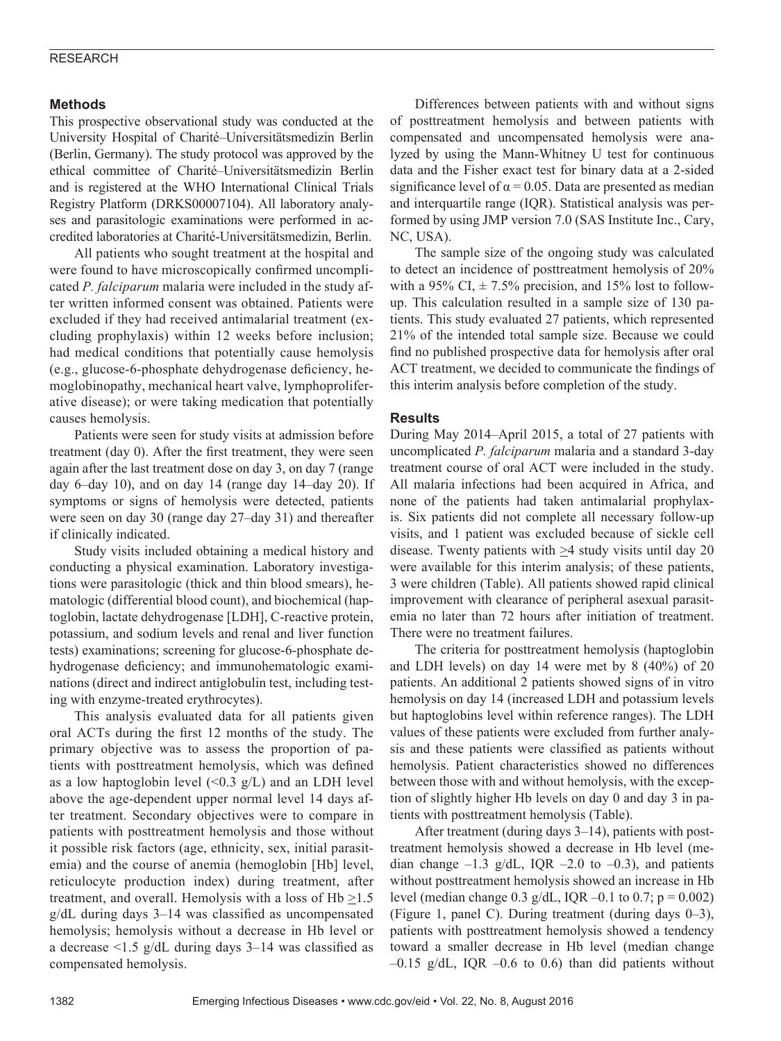## Methods

This prospective observational study was conducted at the University Hospital of Charité–Universitätsmedizin Berlin (Berlin, Germany). The study protocol was approved by the ethical committee of Charité–Universitätsmedizin Berlin and is registered at the WHO International Clinical Trials Registry Platform (DRKS00007104). All laboratory analyses and parasitologic examinations were performed in accredited laboratories at Charité-Universitätsmedizin, Berlin.

All patients who sought treatment at the hospital and were found to have microscopically confirmed uncomplicated *P. falciparum* malaria were included in the study after written informed consent was obtained. Patients were excluded if they had received antimalarial treatment (excluding prophylaxis) within 12 weeks before inclusion; had medical conditions that potentially cause hemolysis (e.g., glucose-6-phosphate dehydrogenase deficiency, hemoglobinopathy, mechanical heart valve, lymphoproliferative disease); or were taking medication that potentially causes hemolysis.

Patients were seen for study visits at admission before treatment (day 0). After the first treatment, they were seen again after the last treatment dose on day 3, on day 7 (range day 6–day 10), and on day 14 (range day 14–day 20). If symptoms or signs of hemolysis were detected, patients were seen on day 30 (range day 27–day 31) and thereafter if clinically indicated.

Study visits included obtaining a medical history and conducting a physical examination. Laboratory investigations were parasitologic (thick and thin blood smears), hematologic (differential blood count), and biochemical (haptoglobin, lactate dehydrogenase [LDH], C-reactive protein, potassium, and sodium levels and renal and liver function tests) examinations; screening for glucose-6-phosphate dehydrogenase deficiency; and immunohematologic examinations (direct and indirect antiglobulin test, including testing with enzyme-treated erythrocytes).

This analysis evaluated data for all patients given oral ACTs during the first 12 months of the study. The primary objective was to assess the proportion of patients with posttreatment hemolysis, which was defined as a low haptoglobin level (<0.3 g/L) and an LDH level above the age-dependent upper normal level 14 days after treatment. Secondary objectives were to compare in patients with posttreatment hemolysis and those without it possible risk factors (age, ethnicity, sex, initial parasitemia) and the course of anemia (hemoglobin [Hb] level, reticulocyte production index) during treatment, after treatment, and overall. Hemolysis with a loss of Hb $\geq$1.5 g/dL during days 3–14 was classified as uncompensated hemolysis; hemolysis without a decrease in Hb level or a decrease <1.5 g/dL during days 3–14 was classified as compensated hemolysis.

Differences between patients with and without signs of posttreatment hemolysis and between patients with compensated and uncompensated hemolysis were analyzed by using the Mann-Whitney U test for continuous data and the Fisher exact test for binary data at a 2-sided significance level of $\alpha = 0.05$. Data are presented as median and interquartile range (IQR). Statistical analysis was performed by using JMP version 7.0 (SAS Institute Inc., Cary, NC, USA).

The sample size of the ongoing study was calculated to detect an incidence of posttreatment hemolysis of 20% with a 95% CI, ± 7.5% precision, and 15% lost to follow-up. This calculation resulted in a sample size of 130 patients. This study evaluated 27 patients, which represented 21% of the intended total sample size. Because we could find no published prospective data for hemolysis after oral ACT treatment, we decided to communicate the findings of this interim analysis before completion of the study.

## Results

During May 2014–April 2015, a total of 27 patients with uncomplicated *P. falciparum* malaria and a standard 3-day treatment course of oral ACT were included in the study. All malaria infections had been acquired in Africa, and none of the patients had taken antimalarial prophylaxis. Six patients did not complete all necessary follow-up visits, and 1 patient was excluded because of sickle cell disease. Twenty patients with $\geq$4 study visits until day 20 were available for this interim analysis; of these patients, 3 were children (Table). All patients showed rapid clinical improvement with clearance of peripheral asexual parasitemia no later than 72 hours after initiation of treatment. There were no treatment failures.

The criteria for posttreatment hemolysis (haptoglobin and LDH levels) on day 14 were met by 8 (40%) of 20 patients. An additional 2 patients showed signs of in vitro hemolysis on day 14 (increased LDH and potassium levels but haptoglobins level within reference ranges). The LDH values of these patients were excluded from further analysis and these patients were classified as patients without hemolysis. Patient characteristics showed no differences between those with and without hemolysis, with the exception of slightly higher Hb levels on day 0 and day 3 in patients with posttreatment hemolysis (Table).

After treatment (during days 3–14), patients with posttreatment hemolysis showed a decrease in Hb level (median change –1.3 g/dL, IQR –2.0 to –0.3), and patients without posttreatment hemolysis showed an increase in Hb level (median change 0.3 g/dL, IQR –0.1 to 0.7; $p = 0.002$) (Figure 1, panel C). During treatment (during days 0–3), patients with posttreatment hemolysis showed a tendency toward a smaller decrease in Hb level (median change –0.15 g/dL, IQR –0.6 to 0.6) than did patients without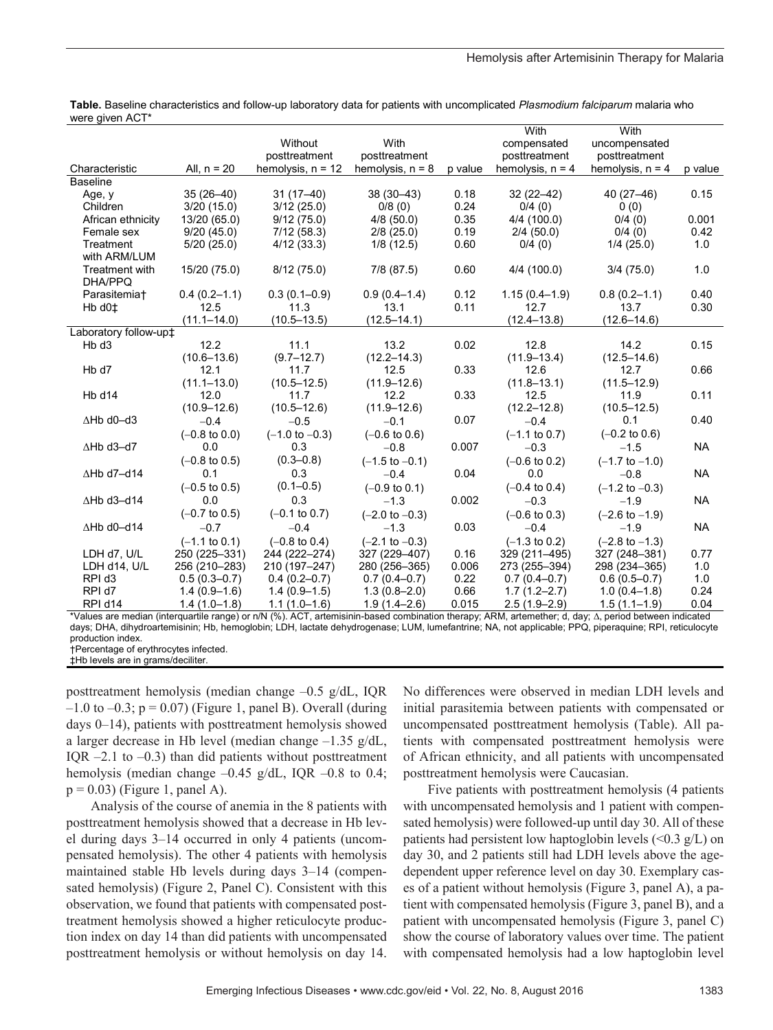**Table.** Baseline characteristics and follow-up laboratory data for patients with uncomplicated *Plasmodium falciparum* malaria who were given ACT*

| Characteristic | All, n = 20 | Without posttreatment hemolysis, n = 12 | With posttreatment hemolysis, n = 8 | p value | With compensated posttreatment hemolysis, n = 4 | With uncompensated posttreatment hemolysis, n = 4 | p value |
|---|---|---|---|---|---|---|---|
| Baseline | | | | | | | |
| Age, y | 35 (26–40) | 31 (17–40) | 38 (30–43) | 0.18 | 32 (22–42) | 40 (27–46) | 0.15 |
| Children | 3/20 (15.0) | 3/12 (25.0) | 0/8 (0) | 0.24 | 0/4 (0) | 0 (0) | |
| African ethnicity | 13/20 (65.0) | 9/12 (75.0) | 4/8 (50.0) | 0.35 | 4/4 (100.0) | 0/4 (0) | 0.001 |
| Female sex | 9/20 (45.0) | 7/12 (58.3) | 2/8 (25.0) | 0.19 | 2/4 (50.0) | 0/4 (0) | 0.42 |
| Treatment with ARM/LUM | 5/20 (25.0) | 4/12 (33.3) | 1/8 (12.5) | 0.60 | 0/4 (0) | 1/4 (25.0) | 1.0 |
| Treatment with DHA/PPQ | 15/20 (75.0) | 8/12 (75.0) | 7/8 (87.5) | 0.60 | 4/4 (100.0) | 3/4 (75.0) | 1.0 |
| Parasitemia† | 0.4 (0.2–1.1) | 0.3 (0.1–0.9) | 0.9 (0.4–1.4) | 0.12 | 1.15 (0.4–1.9) | 0.8 (0.2–1.1) | 0.40 |
| Hb d0‡ | 12.5 (11.1–14.0) | 11.3 (10.5–13.5) | 13.1 (12.5–14.1) | 0.11 | 12.7 (12.4–13.8) | 13.7 (12.6–14.6) | 0.30 |
| Laboratory follow-up‡ | | | | | | | |
| Hb d3 | 12.2 (10.6–13.6) | 11.1 (9.7–12.7) | 13.2 (12.2–14.3) | 0.02 | 12.8 (11.9–13.4) | 14.2 (12.5–14.6) | 0.15 |
| Hb d7 | 12.1 (11.1–13.0) | 11.7 (10.5–12.5) | 12.5 (11.9–12.6) | 0.33 | 12.6 (11.8–13.1) | 12.7 (11.5–12.9) | 0.66 |
| Hb d14 | 12.0 (10.9–12.6) | 11.7 (10.5–12.6) | 12.2 (11.9–12.6) | 0.33 | 12.5 (12.2–12.8) | 11.9 (10.5–12.5) | 0.11 |
| ∆Hb d0–d3 | –0.4 (–0.8 to 0.0) | –0.5 (–1.0 to –0.3) | –0.1 (–0.6 to 0.6) | 0.07 | –0.4 (–1.1 to 0.7) | 0.1 (–0.2 to 0.6) | 0.40 |
| ∆Hb d3–d7 | 0.0 (–0.8 to 0.5) | 0.3 (0.3–0.8) | –0.8 (–1.5 to –0.1) | 0.007 | –0.3 (–0.6 to 0.2) | –1.5 (–1.7 to –1.0) | NA |
| ∆Hb d7–d14 | 0.1 (–0.5 to 0.5) | 0.3 (0.1–0.5) | –0.4 (–0.9 to 0.1) | 0.04 | 0.0 (–0.4 to 0.4) | –0.8 (–1.2 to –0.3) | NA |
| ∆Hb d3–d14 | 0.0 (–0.7 to 0.5) | 0.3 (–0.1 to 0.7) | –1.3 (–2.0 to –0.3) | 0.002 | –0.3 (–0.6 to 0.3) | –1.9 (–2.6 to –1.9) | NA |
| ∆Hb d0–d14 | –0.7 (–1.1 to 0.1) | –0.4 (–0.8 to 0.4) | –1.3 (–2.1 to –0.3) | 0.03 | –0.4 (–1.3 to 0.2) | –1.9 (–2.8 to –1.3) | NA |
| LDH d7, U/L | 250 (225–331) | 244 (222–274) | 327 (229–407) | 0.16 | 329 (211–495) | 327 (248–381) | 0.77 |
| LDH d14, U/L | 256 (210–283) | 210 (197–247) | 280 (256–365) | 0.006 | 273 (255–394) | 298 (234–365) | 1.0 |
| RPI d3 | 0.5 (0.3–0.7) | 0.4 (0.2–0.7) | 0.7 (0.4–0.7) | 0.22 | 0.7 (0.4–0.7) | 0.6 (0.5–0.7) | 1.0 |
| RPI d7 | 1.4 (0.9–1.6) | 1.4 (0.9–1.5) | 1.3 (0.8–2.0) | 0.66 | 1.7 (1.2–2.7) | 1.0 (0.4–1.8) | 0.24 |
| RPI d14 | 1.4 (1.0–1.8) | 1.1 (1.0–1.6) | 1.9 (1.4–2.6) | 0.015 | 2.5 (1.9–2.9) | 1.5 (1.1–1.9) | 0.04 |

*Values are median (interquartile range) or n/N (%). ACT, artemisinin-based combination therapy; ARM, artemether; d, day; ∆, period between indicated days; DHA, dihydroartemisinin; Hb, hemoglobin; LDH, lactate dehydrogenase; LUM, lumefantrine; NA, not applicable; PPQ, piperaquine; RPI, reticulocyte production index.
†Percentage of erythrocytes infected.
‡Hb levels are in grams/deciliter.

posttreatment hemolysis (median change –0.5 g/dL, IQR –1.0 to –0.3; p = 0.07) (Figure 1, panel B). Overall (during days 0–14), patients with posttreatment hemolysis showed a larger decrease in Hb level (median change –1.35 g/dL, IQR –2.1 to –0.3) than did patients without posttreatment hemolysis (median change –0.45 g/dL, IQR –0.8 to 0.4; p = 0.03) (Figure 1, panel A).

Analysis of the course of anemia in the 8 patients with posttreatment hemolysis showed that a decrease in Hb level during days 3–14 occurred in only 4 patients (uncompensated hemolysis). The other 4 patients with hemolysis maintained stable Hb levels during days 3–14 (compensated hemolysis) (Figure 2, Panel C). Consistent with this observation, we found that patients with compensated posttreatment hemolysis showed a higher reticulocyte production index on day 14 than did patients with uncompensated posttreatment hemolysis or without hemolysis on day 14. No differences were observed in median LDH levels and initial parasitemia between patients with compensated or uncompensated posttreatment hemolysis (Table). All patients with compensated posttreatment hemolysis were of African ethnicity, and all patients with uncompensated posttreatment hemolysis were Caucasian.

Five patients with posttreatment hemolysis (4 patients with uncompensated hemolysis and 1 patient with compensated hemolysis) were followed-up until day 30. All of these patients had persistent low haptoglobin levels (<0.3 g/L) on day 30, and 2 patients still had LDH levels above the age-dependent upper reference level on day 30. Exemplary cases of a patient without hemolysis (Figure 3, panel A), a patient with compensated hemolysis (Figure 3, panel B), and a patient with uncompensated hemolysis (Figure 3, panel C) show the course of laboratory values over time. The patient with compensated hemolysis had a low haptoglobin level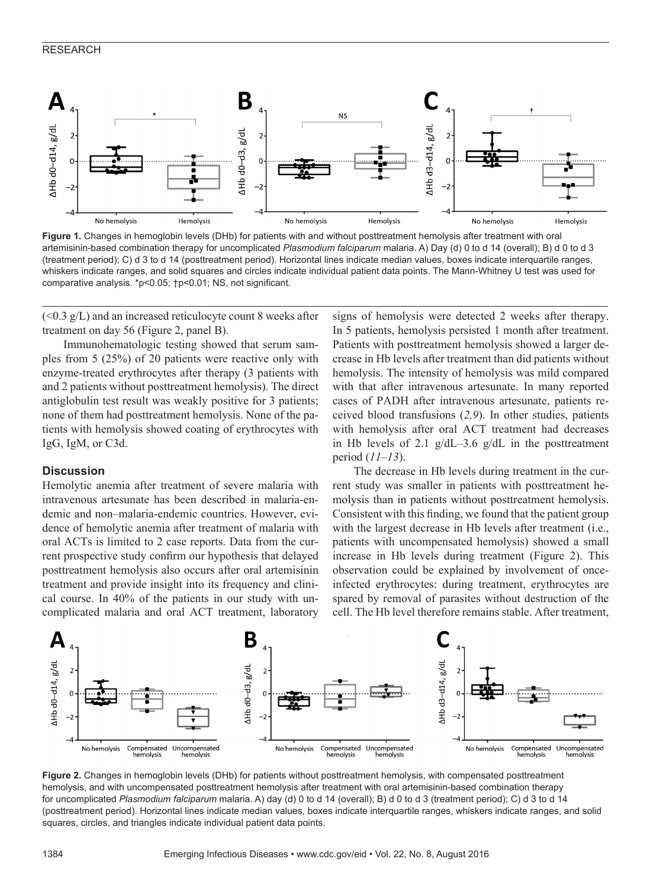**Figure 1.** Changes in hemoglobin levels (DHb) for patients with and without posttreatment hemolysis after treatment with oral artemisinin-based combination therapy for uncomplicated *Plasmodium falciparum* malaria. A) Day (d) 0 to d 14 (overall); B) d 0 to d 3 (treatment period); C) d 3 to d 14 (posttreatment period). Horizontal lines indicate median values, boxes indicate interquartile ranges, whiskers indicate ranges, and solid squares and circles indicate individual patient data points. The Mann-Whitney U test was used for comparative analysis. *p<0.05; †p<0.01; NS, not significant.

(<0.3 g/L) and an increased reticulocyte count 8 weeks after treatment on day 56 (Figure 2, panel B).

Immunohematologic testing showed that serum samples from 5 (25%) of 20 patients were reactive only with enzyme-treated erythrocytes after therapy (3 patients with and 2 patients without posttreatment hemolysis). The direct antiglobulin test result was weakly positive for 3 patients; none of them had posttreatment hemolysis. None of the patients with hemolysis showed coating of erythrocytes with IgG, IgM, or C3d.

## Discussion

Hemolytic anemia after treatment of severe malaria with intravenous artesunate has been described in malaria-endemic and non–malaria-endemic countries. However, evidence of hemolytic anemia after treatment of malaria with oral ACTs is limited to 2 case reports. Data from the current prospective study confirm our hypothesis that delayed posttreatment hemolysis also occurs after oral artemisinin treatment and provide insight into its frequency and clinical course. In 40% of the patients in our study with uncomplicated malaria and oral ACT treatment, laboratory signs of hemolysis were detected 2 weeks after therapy. In 5 patients, hemolysis persisted 1 month after treatment. Patients with posttreatment hemolysis showed a larger decrease in Hb levels after treatment than did patients without hemolysis. The intensity of hemolysis was mild compared with that after intravenous artesunate. In many reported cases of PADH after intravenous artesunate, patients received blood transfusions (*2,9*). In other studies, patients with hemolysis after oral ACT treatment had decreases in Hb levels of 2.1 g/dL–3.6 g/dL in the posttreatment period (*11–13*).

The decrease in Hb levels during treatment in the current study was smaller in patients with posttreatment hemolysis than in patients without posttreatment hemolysis. Consistent with this finding, we found that the patient group with the largest decrease in Hb levels after treatment (i.e., patients with uncompensated hemolysis) showed a small increase in Hb levels during treatment (Figure 2). This observation could be explained by involvement of once-infected erythrocytes: during treatment, erythrocytes are spared by removal of parasites without destruction of the cell. The Hb level therefore remains stable. After treatment,

**Figure 2.** Changes in hemoglobin levels (DHb) for patients without posttreatment hemolysis, with compensated posttreatment hemolysis, and with uncompensated posttreatment hemolysis after treatment with oral artemisinin-based combination therapy for uncomplicated *Plasmodium falciparum* malaria. A) day (d) 0 to d 14 (overall); B) d 0 to d 3 (treatment period); C) d 3 to d 14 (posttreatment period). Horizontal lines indicate median values, boxes indicate interquartile ranges, whiskers indicate ranges, and solid squares, circles, and triangles indicate individual patient data points.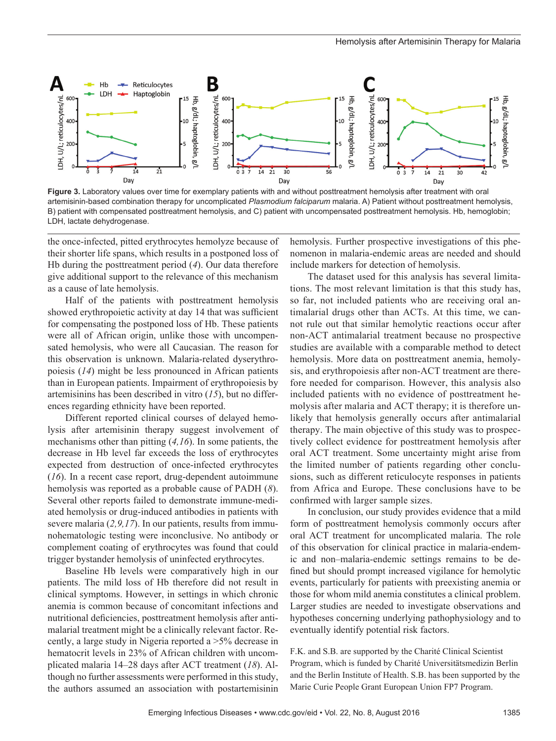A

Hb

Reticulocytes

LDH

Haptoglobin

LDH, U/L; reticulocytes/nL

Hb, g/dL; haptoglobin, g/L

600

400

200

0

15

10

5

0

0 3 7 14 21

Day

B

600

400

200

0

15

10

5

0

0 3 7 14 21 30 56

Day

C

600

400

200

0

15

10

5

0

0 3 7 14 21 30 42

Day

**Figure 3.** Laboratory values over time for exemplary patients with and without posttreatment hemolysis after treatment with oral artemisinin-based combination therapy for uncomplicated *Plasmodium falciparum* malaria. A) Patient without posttreatment hemolysis, B) patient with compensated posttreatment hemolysis, and C) patient with uncompensated posttreatment hemolysis. Hb, hemoglobin; LDH, lactate dehydrogenase.

the once-infected, pitted erythrocytes hemolyze because of their shorter life spans, which results in a postponed loss of Hb during the posttreatment period (*4*). Our data therefore give additional support to the relevance of this mechanism as a cause of late hemolysis.

Half of the patients with posttreatment hemolysis showed erythropoietic activity at day 14 that was sufficient for compensating the postponed loss of Hb. These patients were all of African origin, unlike those with uncompensated hemolysis, who were all Caucasian. The reason for this observation is unknown. Malaria-related dyserythropoiesis (*14*) might be less pronounced in African patients than in European patients. Impairment of erythropoiesis by artemisinins has been described in vitro (*15*), but no differences regarding ethnicity have been reported.

Different reported clinical courses of delayed hemolysis after artemisinin therapy suggest involvement of mechanisms other than pitting (*4,16*). In some patients, the decrease in Hb level far exceeds the loss of erythrocytes expected from destruction of once-infected erythrocytes (*16*). In a recent case report, drug-dependent autoimmune hemolysis was reported as a probable cause of PADH (*8*). Several other reports failed to demonstrate immune-mediated hemolysis or drug-induced antibodies in patients with severe malaria (*2,9,17*). In our patients, results from immunohematologic testing were inconclusive. No antibody or complement coating of erythrocytes was found that could trigger bystander hemolysis of uninfected erythrocytes.

Baseline Hb levels were comparatively high in our patients. The mild loss of Hb therefore did not result in clinical symptoms. However, in settings in which chronic anemia is common because of concomitant infections and nutritional deficiencies, posttreatment hemolysis after antimalarial treatment might be a clinically relevant factor. Recently, a large study in Nigeria reported a >5% decrease in hematocrit levels in 23% of African children with uncomplicated malaria 14–28 days after ACT treatment (*18*). Although no further assessments were performed in this study, the authors assumed an association with postartemisinin hemolysis. Further prospective investigations of this phenomenon in malaria-endemic areas are needed and should include markers for detection of hemolysis.

The dataset used for this analysis has several limitations. The most relevant limitation is that this study has, so far, not included patients who are receiving oral antimalarial drugs other than ACTs. At this time, we cannot rule out that similar hemolytic reactions occur after non-ACT antimalarial treatment because no prospective studies are available with a comparable method to detect hemolysis. More data on posttreatment anemia, hemolysis, and erythropoiesis after non-ACT treatment are therefore needed for comparison. However, this analysis also included patients with no evidence of posttreatment hemolysis after malaria and ACT therapy; it is therefore unlikely that hemolysis generally occurs after antimalarial therapy. The main objective of this study was to prospectively collect evidence for posttreatment hemolysis after oral ACT treatment. Some uncertainty might arise from the limited number of patients regarding other conclusions, such as different reticulocyte responses in patients from Africa and Europe. These conclusions have to be confirmed with larger sample sizes.

In conclusion, our study provides evidence that a mild form of posttreatment hemolysis commonly occurs after oral ACT treatment for uncomplicated malaria. The role of this observation for clinical practice in malaria-endemic and non–malaria-endemic settings remains to be defined but should prompt increased vigilance for hemolytic events, particularly for patients with preexisting anemia or those for whom mild anemia constitutes a clinical problem. Larger studies are needed to investigate observations and hypotheses concerning underlying pathophysiology and to eventually identify potential risk factors.

F.K. and S.B. are supported by the Charité Clinical Scientist Program, which is funded by Charité Universitätsmedizin Berlin and the Berlin Institute of Health. S.B. has been supported by the Marie Curie People Grant European Union FP7 Program.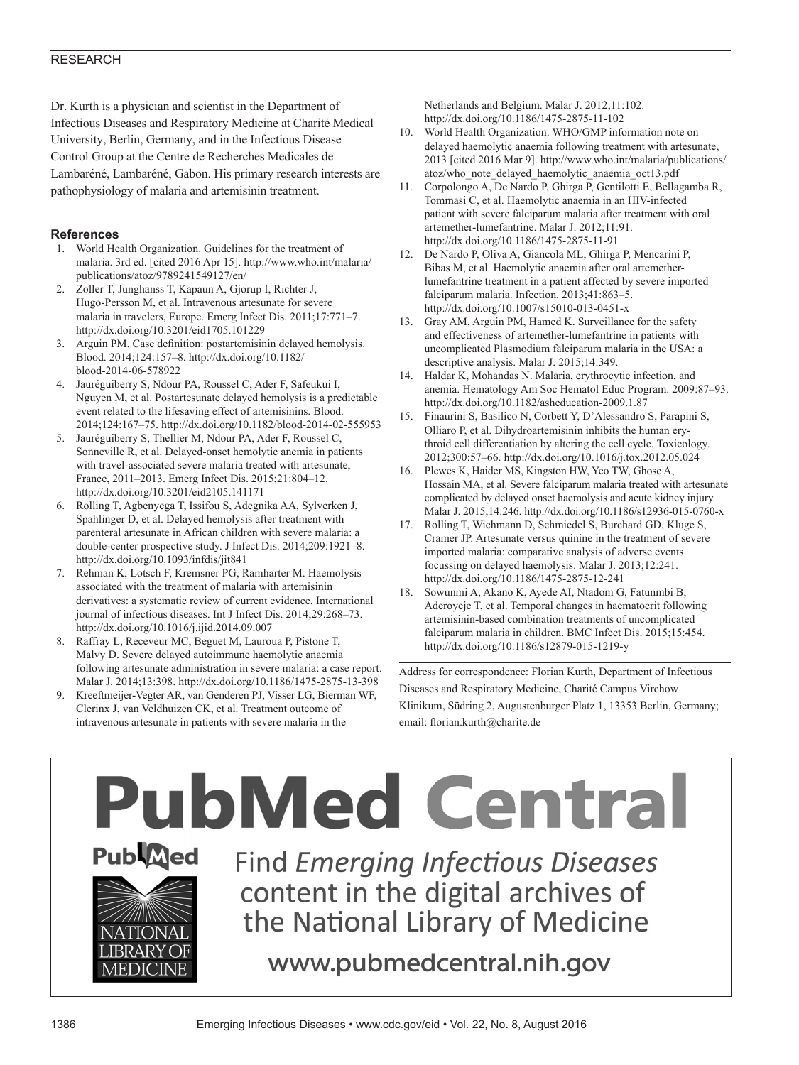Dr. Kurth is a physician and scientist in the Department of Infectious Diseases and Respiratory Medicine at Charité Medical University, Berlin, Germany, and in the Infectious Disease Control Group at the Centre de Recherches Medicales de Lambaréné, Lambaréné, Gabon. His primary research interests are pathophysiology of malaria and artemisinin treatment.

## References

1. World Health Organization. Guidelines for the treatment of malaria. 3rd ed. [cited 2016 Apr 15]. http://www.who.int/malaria/publications/atoz/9789241549127/en/
2. Zoller T, Junghanss T, Kapaun A, Gjorup I, Richter J, Hugo-Persson M, et al. Intravenous artesunate for severe malaria in travelers, Europe. Emerg Infect Dis. 2011;17:771–7. http://dx.doi.org/10.3201/eid1705.101229
3. Arguin PM. Case definition: postartemisinin delayed hemolysis. Blood. 2014;124:157–8. http://dx.doi.org/10.1182/blood-2014-06-578922
4. Jauréguiberry S, Ndour PA, Roussel C, Ader F, Safeukui I, Nguyen M, et al. Postartesunate delayed hemolysis is a predictable event related to the lifesaving effect of artemisinins. Blood. 2014;124:167–75. http://dx.doi.org/10.1182/blood-2014-02-555953
5. Jauréguiberry S, Thellier M, Ndour PA, Ader F, Roussel C, Sonneville R, et al. Delayed-onset hemolytic anemia in patients with travel-associated severe malaria treated with artesunate, France, 2011–2013. Emerg Infect Dis. 2015;21:804–12. http://dx.doi.org/10.3201/eid2105.141171
6. Rolling T, Agbenyega T, Issifou S, Adegnika AA, Sylverken J, Spahlinger D, et al. Delayed hemolysis after treatment with parenteral artesunate in African children with severe malaria: a double-center prospective study. J Infect Dis. 2014;209:1921–8. http://dx.doi.org/10.1093/infdis/jit841
7. Rehman K, Lotsch F, Kremsner PG, Ramharter M. Haemolysis associated with the treatment of malaria with artemisinin derivatives: a systematic review of current evidence. International journal of infectious diseases. Int J Infect Dis. 2014;29:268–73. http://dx.doi.org/10.1016/j.ijid.2014.09.007
8. Raffray L, Receveur MC, Beguet M, Lauroua P, Pistone T, Malvy D. Severe delayed autoimmune haemolytic anaemia following artesunate administration in severe malaria: a case report. Malar J. 2014;13:398. http://dx.doi.org/10.1186/1475-2875-13-398
9. Kreeftmeijer-Vegter AR, van Genderen PJ, Visser LG, Bierman WF, Clerinx J, van Veldhuizen CK, et al. Treatment outcome of intravenous artesunate in patients with severe malaria in the Netherlands and Belgium. Malar J. 2012;11:102. http://dx.doi.org/10.1186/1475-2875-11-102
10. World Health Organization. WHO/GMP information note on delayed haemolytic anaemia following treatment with artesunate, 2013 [cited 2016 Mar 9]. http://www.who.int/malaria/publications/atoz/who_note_delayed_haemolytic_anaemia_oct13.pdf
11. Corpolongo A, De Nardo P, Ghirga P, Gentilotti E, Bellagamba R, Tommasi C, et al. Haemolytic anaemia in an HIV-infected patient with severe falciparum malaria after treatment with oral artemether-lumefantrine. Malar J. 2012;11:91. http://dx.doi.org/10.1186/1475-2875-11-91
12. De Nardo P, Oliva A, Giancola ML, Ghirga P, Mencarini P, Bibas M, et al. Haemolytic anaemia after oral artemether-lumefantrine treatment in a patient affected by severe imported falciparum malaria. Infection. 2013;41:863–5. http://dx.doi.org/10.1007/s15010-013-0451-x
13. Gray AM, Arguin PM, Hamed K. Surveillance for the safety and effectiveness of artemether-lumefantrine in patients with uncomplicated Plasmodium falciparum malaria in the USA: a descriptive analysis. Malar J. 2015;14:349.
14. Haldar K, Mohandas N. Malaria, erythrocytic infection, and anemia. Hematology Am Soc Hematol Educ Program. 2009:87–93. http://dx.doi.org/10.1182/asheducation-2009.1.87
15. Finaurini S, Basilico N, Corbett Y, D'Alessandro S, Parapini S, Olliaro P, et al. Dihydroartemisinin inhibits the human erythroid cell differentiation by altering the cell cycle. Toxicology. 2012;300:57–66. http://dx.doi.org/10.1016/j.tox.2012.05.024
16. Plewes K, Haider MS, Kingston HW, Yeo TW, Ghose A, Hossain MA, et al. Severe falciparum malaria treated with artesunate complicated by delayed onset haemolysis and acute kidney injury. Malar J. 2015;14:246. http://dx.doi.org/10.1186/s12936-015-0760-x
17. Rolling T, Wichmann D, Schmiedel S, Burchard GD, Kluge S, Cramer JP. Artesunate versus quinine in the treatment of severe imported malaria: comparative analysis of adverse events focussing on delayed haemolysis. Malar J. 2013;12:241. http://dx.doi.org/10.1186/1475-2875-12-241
18. Sowunmi A, Akano K, Ayede AI, Ntadom G, Fatunmbi B, Aderoyeje T, et al. Temporal changes in haematocrit following artemisinin-based combination treatments of uncomplicated falciparum malaria in children. BMC Infect Dis. 2015;15:454. http://dx.doi.org/10.1186/s12879-015-1219-y

Address for correspondence: Florian Kurth, Department of Infectious Diseases and Respiratory Medicine, Charité Campus Virchow Klinikum, Südring 2, Augustenburger Platz 1, 13353 Berlin, Germany; email: florian.kurth@charite.de

PubMed Central

PubMed

NATIONAL LIBRARY OF MEDICINE

Find *Emerging Infectious Diseases* content in the digital archives of the National Library of Medicine

www.pubmedcentral.nih.gov